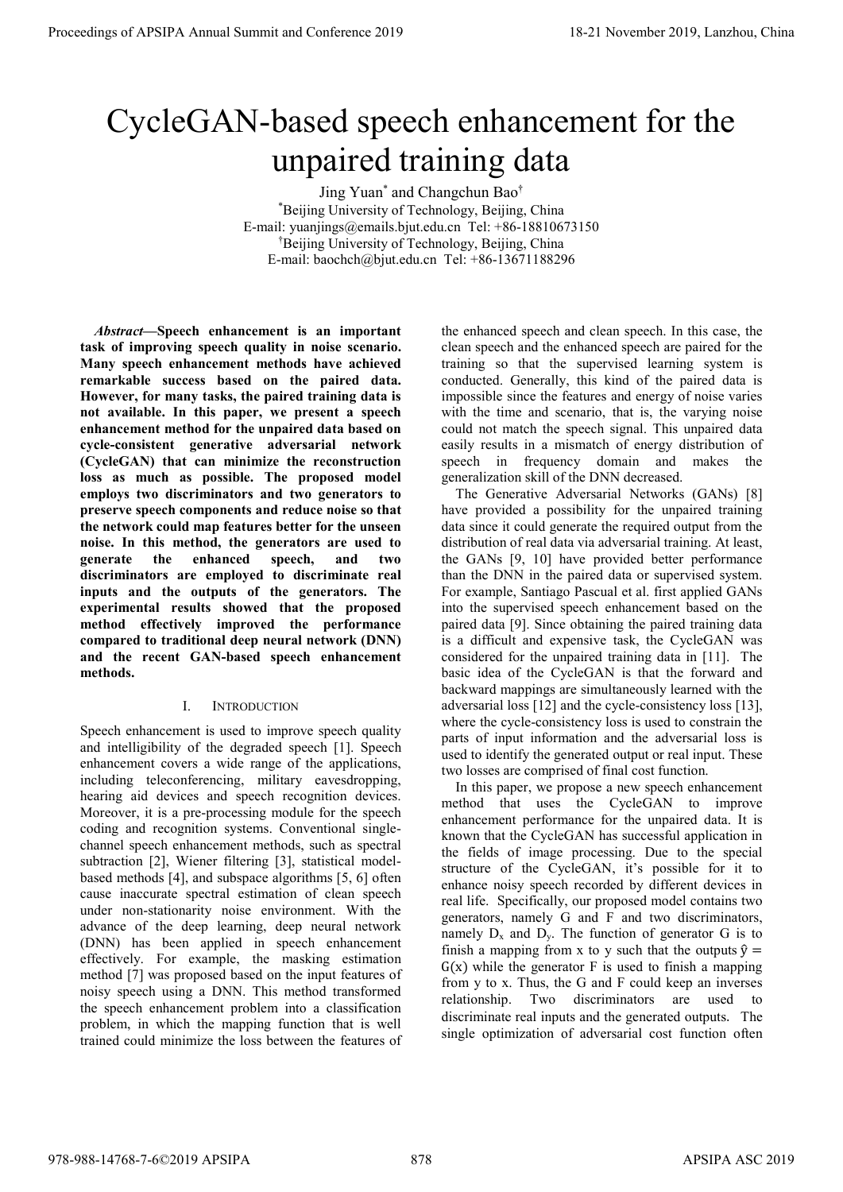# CycleGAN-based speech enhancement for the unpaired training data

Jing Yuan[*] and Changchun Bao[†]

[*]Beijing University of Technology, Beijing, China
E-mail: yuanjings@emails.bjut.edu.cn Tel: +86-18810673150

[†]Beijing University of Technology, Beijing, China
E-mail: baochch@bjut.edu.cn Tel: +86-13671188296

***Abstract*—Speech enhancement is an important task of improving speech quality in noise scenario. Many speech enhancement methods have achieved remarkable success based on the paired data. However, for many tasks, the paired training data is not available. In this paper, we present a speech enhancement method for the unpaired data based on cycle-consistent generative adversarial network (CycleGAN) that can minimize the reconstruction loss as much as possible. The proposed model employs two discriminators and two generators to preserve speech components and reduce noise so that the network could map features better for the unseen noise. In this method, the generators are used to generate the enhanced speech, and two discriminators are employed to discriminate real inputs and the outputs of the generators. The experimental results showed that the proposed method effectively improved the performance compared to traditional deep neural network (DNN) and the recent GAN-based speech enhancement methods.**

## I. INTRODUCTION

Speech enhancement is used to improve speech quality and intelligibility of the degraded speech [1]. Speech enhancement covers a wide range of the applications, including teleconferencing, military eavesdropping, hearing aid devices and speech recognition devices. Moreover, it is a pre-processing module for the speech coding and recognition systems. Conventional single-channel speech enhancement methods, such as spectral subtraction [2], Wiener filtering [3], statistical model-based methods [4], and subspace algorithms [5, 6] often cause inaccurate spectral estimation of clean speech under non-stationarity noise environment. With the advance of the deep learning, deep neural network (DNN) has been applied in speech enhancement effectively. For example, the masking estimation method [7] was proposed based on the input features of noisy speech using a DNN. This method transformed the speech enhancement problem into a classification problem, in which the mapping function that is well trained could minimize the loss between the features of the enhanced speech and clean speech. In this case, the clean speech and the enhanced speech are paired for the training so that the supervised learning system is conducted. Generally, this kind of the paired data is impossible since the features and energy of noise varies with the time and scenario, that is, the varying noise could not match the speech signal. This unpaired data easily results in a mismatch of energy distribution of speech in frequency domain and makes the generalization skill of the DNN decreased.

The Generative Adversarial Networks (GANs) [8] have provided a possibility for the unpaired training data since it could generate the required output from the distribution of real data via adversarial training. At least, the GANs [9, 10] have provided better performance than the DNN in the paired data or supervised system. For example, Santiago Pascual et al. first applied GANs into the supervised speech enhancement based on the paired data [9]. Since obtaining the paired training data is a difficult and expensive task, the CycleGAN was considered for the unpaired training data in [11]. The basic idea of the CycleGAN is that the forward and backward mappings are simultaneously learned with the adversarial loss [12] and the cycle-consistency loss [13], where the cycle-consistency loss is used to constrain the parts of input information and the adversarial loss is used to identify the generated output or real input. These two losses are comprised of final cost function.

In this paper, we propose a new speech enhancement method that uses the CycleGAN to improve enhancement performance for the unpaired data. It is known that the CycleGAN has successful application in the fields of image processing. Due to the special structure of the CycleGAN, it's possible for it to enhance noisy speech recorded by different devices in real life. Specifically, our proposed model contains two generators, namely G and F and two discriminators, namely $D_x$ and $D_y$. The function of generator G is to finish a mapping from x to y such that the outputs $\hat{y} = G(x)$ while the generator F is used to finish a mapping from y to x. Thus, the G and F could keep an inverses relationship. Two discriminators are used to discriminate real inputs and the generated outputs. The single optimization of adversarial cost function often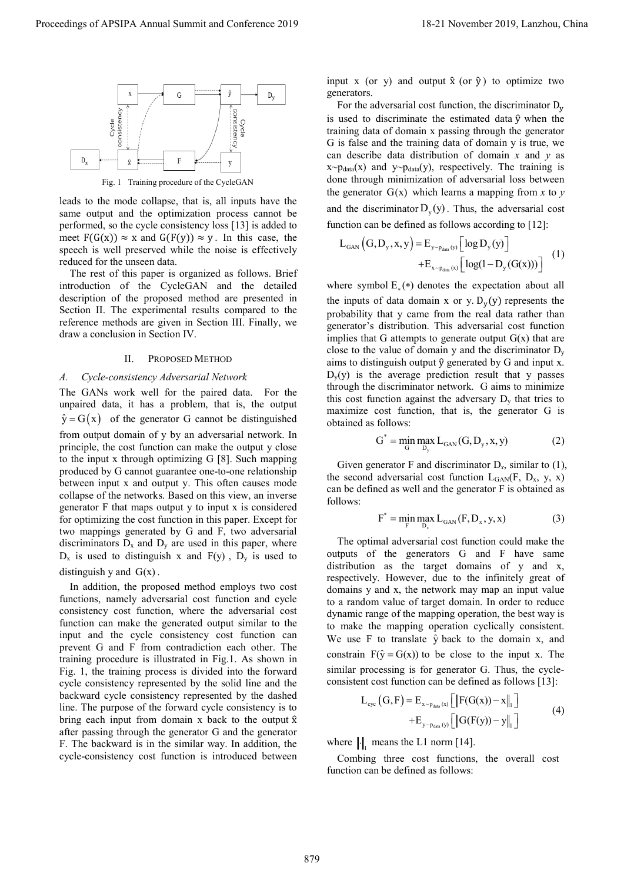Fig. 1 Training procedure of the CycleGAN

leads to the mode collapse, that is, all inputs have the same output and the optimization process cannot be performed, so the cycle consistency loss [13] is added to meet $F(G(x)) \approx x$ and $G(F(y)) \approx y$. In this case, the speech is well preserved while the noise is effectively reduced for the unseen data.

The rest of this paper is organized as follows. Brief introduction of the CycleGAN and the detailed description of the proposed method are presented in Section II. The experimental results compared to the reference methods are given in Section III. Finally, we draw a conclusion in Section IV.

## II. Proposed Method

### A. Cycle-consistency Adversarial Network

The GANs work well for the paired data. For the unpaired data, it has a problem, that is, the output $\hat{y} = G(x)$ of the generator G cannot be distinguished from output domain of y by an adversarial network. In principle, the cost function can make the output y close to the input x through optimizing G [8]. Such mapping produced by G cannot guarantee one-to-one relationship between input x and output y. This often causes mode collapse of the networks. Based on this view, an inverse generator F that maps output y to input x is considered for optimizing the cost function in this paper. Except for two mappings generated by G and F, two adversarial discriminators $D_x$ and $D_y$ are used in this paper, where $D_x$ is used to distinguish x and $F(y)$, $D_y$ is used to distinguish y and $G(x)$.

In addition, the proposed method employs two cost functions, namely adversarial cost function and cycle consistency cost function, where the adversarial cost function can make the generated output similar to the input and the cycle consistency cost function can prevent G and F from contradiction each other. The training procedure is illustrated in Fig.1. As shown in Fig. 1, the training process is divided into the forward cycle consistency represented by the solid line and the backward cycle consistency represented by the dashed line. The purpose of the forward cycle consistency is to bring each input from domain x back to the output $\hat{x}$ after passing through the generator G and the generator F. The backward is in the similar way. In addition, the cycle-consistency cost function is introduced between input x (or y) and output $\hat{x}$ (or $\hat{y}$) to optimize two generators.

For the adversarial cost function, the discriminator $D_y$ is used to discriminate the estimated data $\hat{y}$ when the training data of domain x passing through the generator G is false and the training data of domain y is true, we can describe data distribution of domain *x* and *y* as $x \sim p_{data}(x)$ and $y \sim p_{data}(y)$, respectively. The training is done through minimization of adversarial loss between the generator $G(x)$ which learns a mapping from *x* to *y* and the discriminator $D_y(y)$. Thus, the adversarial cost function can be defined as follows according to [12]:

$$L_{GAN}(G, D_y, x, y) = E_{y \sim p_{data}(y)}\left[\log D_y(y)\right] + E_{x \sim p_{data}(x)}\left[\log(1 - D_y(G(x)))\right] \tag{1}$$

where symbol $E_*(*)$ denotes the expectation about all the inputs of data domain x or y. $D_y(y)$ represents the probability that y came from the real data rather than generator's distribution. This adversarial cost function implies that G attempts to generate output G(x) that are close to the value of domain y and the discriminator $D_y$ aims to distinguish output $\hat{y}$ generated by G and input x. $D_y(y)$ is the average prediction result that y passes through the discriminator network. G aims to minimize this cost function against the adversary $D_y$ that tries to maximize cost function, that is, the generator G is obtained as follows:

$$G^* = \min_{G} \max_{D_y} L_{GAN}(G, D_y, x, y) \tag{2}$$

Given generator F and discriminator $D_x$, similar to (1), the second adversarial cost function $L_{GAN}(F, D_x, y, x)$ can be defined as well and the generator F is obtained as follows:

$$F^* = \min_{F} \max_{D_x} L_{GAN}(F, D_x, y, x) \tag{3}$$

The optimal adversarial cost function could make the outputs of the generators G and F have same distribution as the target domains of y and x, respectively. However, due to the infinitely great of domains y and x, the network may map an input value to a random value of target domain. In order to reduce dynamic range of the mapping operation, the best way is to make the mapping operation cyclically consistent. We use F to translate $\hat{y}$ back to the domain x, and constrain $F(\hat{y} = G(x))$ to be close to the input x. The similar processing is for generator G. Thus, the cycle-consistent cost function can be defined as follows [13]:

$$L_{cyc}(G, F) = E_{x \sim p_{data}(x)}\left[\left\|F(G(x)) - x\right\|_1\right] + E_{y \sim p_{data}(y)}\left[\left\|G(F(y)) - y\right\|_1\right] \tag{4}$$

where $\|\cdot\|_1$ means the L1 norm [14].

Combing three cost functions, the overall cost function can be defined as follows: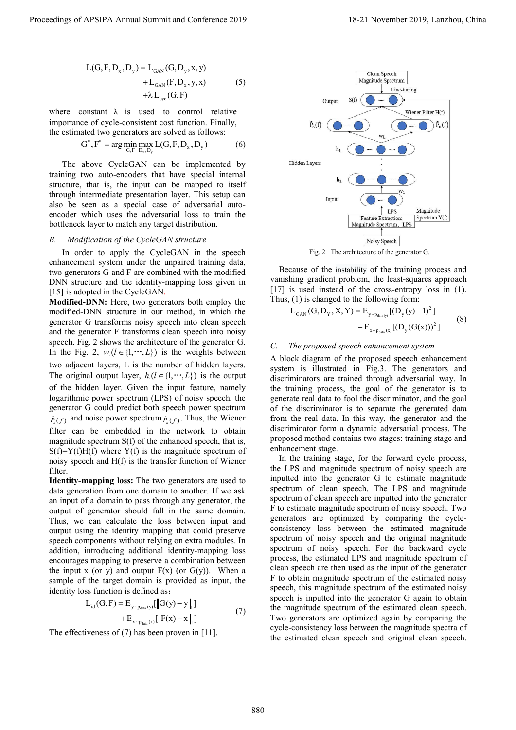$$L(G,F,D_x,D_y) = L_{GAN}(G,D_y,x,y) + L_{GAN}(F,D_x,y,x) + \lambda L_{cyc}(G,F) \quad (5)$$

where constant $\lambda$ is used to control relative importance of cycle-consistent cost function. Finally, the estimated two generators are solved as follows:

$$G^*,F^* = \arg\min_{G,F}\max_{D_x,D_y} L(G,F,D_x,D_y) \quad (6)$$

The above CycleGAN can be implemented by training two auto-encoders that have special internal structure, that is, the input can be mapped to itself through intermediate presentation layer. This setup can also be seen as a special case of adversarial auto-encoder which uses the adversarial loss to train the bottleneck layer to match any target distribution.

### *B. Modification of the CycleGAN structure*

In order to apply the CycleGAN in the speech enhancement system under the unpaired training data, two generators G and F are combined with the modified DNN structure and the identity-mapping loss given in [15] is adopted in the CycleGAN.

**Modified-DNN:** Here, two generators both employ the modified-DNN structure in our method, in which the generator G transforms noisy speech into clean speech and the generator F transforms clean speech into noisy speech. Fig. 2 shows the architecture of the generator G. In the Fig. 2, $w_l (l \in \{1,\cdots,L\})$ is the weights between two adjacent layers, L is the number of hidden layers. The original output layer, $h_l (l \in \{1,\cdots,L\})$ is the output of the hidden layer. Given the input feature, namely logarithmic power spectrum (LPS) of noisy speech, the generator G could predict both speech power spectrum $\hat{P}_s(f)$ and noise power spectrum $\hat{P}_n(f)$. Thus, the Wiener filter can be embedded in the network to obtain magnitude spectrum S(f) of the enhanced speech, that is, S(f)=Y(f)H(f) where Y(f) is the magnitude spectrum of noisy speech and H(f) is the transfer function of Wiener filter.

**Identity-mapping loss:** The two generators are used to data generation from one domain to another. If we ask an input of a domain to pass through any generator, the output of generator should fall in the same domain. Thus, we can calculate the loss between input and output using the identity mapping that could preserve speech components without relying on extra modules. In addition, introducing additional identity-mapping loss encourages mapping to preserve a combination between the input x (or y) and output F(x) (or G(y)). When a sample of the target domain is provided as input, the identity loss function is defined as：

$$L_{id}(G,F) = E_{y\sim p_{data}(y)}[\|G(y)-y\|_1] + E_{x\sim p_{data}(x)}[\|F(x)-x\|_1] \quad (7)$$

The effectiveness of (7) has been proven in [11].

Fig. 2 The architecture of the generator G.

Because of the instability of the training process and vanishing gradient problem, the least-squares approach [17] is used instead of the cross-entropy loss in (1). Thus, (1) is changed to the following form:

$$L_{GAN}(G,D_Y,X,Y) = E_{y\sim p_{data}(y)}[(D_y(y)-1)^2] + E_{x\sim p_{data}(x)}[(D_y(G(x)))^2] \quad (8)$$

### *C. The proposed speech enhancement system*

A block diagram of the proposed speech enhancement system is illustrated in Fig.3. The generators and discriminators are trained through adversarial way. In the training process, the goal of the generator is to generate real data to fool the discriminator, and the goal of the discriminator is to separate the generated data from the real data. In this way, the generator and the discriminator form a dynamic adversarial process. The proposed method contains two stages: training stage and enhancement stage.

In the training stage, for the forward cycle process, the LPS and magnitude spectrum of noisy speech are inputted into the generator G to estimate magnitude spectrum of clean speech. The LPS and magnitude spectrum of clean speech are inputted into the generator F to estimate magnitude spectrum of noisy speech. Two generators are optimized by comparing the cycle-consistency loss between the estimated magnitude spectrum of noisy speech and the original magnitude spectrum of noisy speech. For the backward cycle process, the estimated LPS and magnitude spectrum of clean speech are then used as the input of the generator F to obtain magnitude spectrum of the estimated noisy speech, this magnitude spectrum of the estimated noisy speech is inputted into the generator G again to obtain the magnitude spectrum of the estimated clean speech. Two generators are optimized again by comparing the cycle-consistency loss between the magnitude spectra of the estimated clean speech and original clean speech.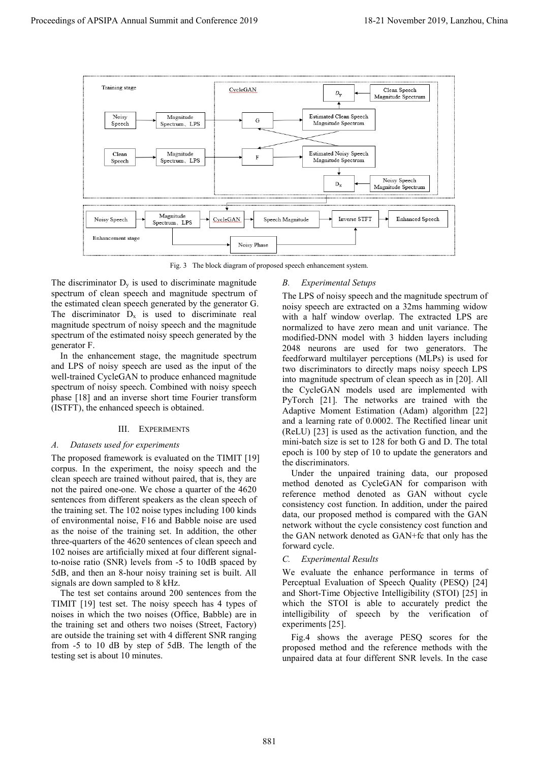Fig. 3 The block diagram of proposed speech enhancement system.

The discriminator $D_y$ is used to discriminate magnitude spectrum of clean speech and magnitude spectrum of the estimated clean speech generated by the generator G. The discriminator $D_x$ is used to discriminate real magnitude spectrum of noisy speech and the magnitude spectrum of the estimated noisy speech generated by the generator F.

In the enhancement stage, the magnitude spectrum and LPS of noisy speech are used as the input of the well-trained CycleGAN to produce enhanced magnitude spectrum of noisy speech. Combined with noisy speech phase [18] and an inverse short time Fourier transform (ISTFT), the enhanced speech is obtained.

## III. Experiments

### A. Datasets used for experiments

The proposed framework is evaluated on the TIMIT [19] corpus. In the experiment, the noisy speech and the clean speech are trained without paired, that is, they are not the paired one-one. We chose a quarter of the 4620 sentences from different speakers as the clean speech of the training set. The 102 noise types including 100 kinds of environmental noise, F16 and Babble noise are used as the noise of the training set. In addition, the other three-quarters of the 4620 sentences of clean speech and 102 noises are artificially mixed at four different signal-to-noise ratio (SNR) levels from -5 to 10dB spaced by 5dB, and then an 8-hour noisy training set is built. All signals are down sampled to 8 kHz.

The test set contains around 200 sentences from the TIMIT [19] test set. The noisy speech has 4 types of noises in which the two noises (Office, Babble) are in the training set and others two noises (Street, Factory) are outside the training set with 4 different SNR ranging from -5 to 10 dB by step of 5dB. The length of the testing set is about 10 minutes.

### B. Experimental Setups

The LPS of noisy speech and the magnitude spectrum of noisy speech are extracted on a 32ms hamming widow with a half window overlap. The extracted LPS are normalized to have zero mean and unit variance. The modified-DNN model with 3 hidden layers including 2048 neurons are used for two generators. The feedforward multilayer perceptions (MLPs) is used for two discriminators to directly maps noisy speech LPS into magnitude spectrum of clean speech as in [20]. All the CycleGAN models used are implemented with PyTorch [21]. The networks are trained with the Adaptive Moment Estimation (Adam) algorithm [22] and a learning rate of 0.0002. The Rectified linear unit (ReLU) [23] is used as the activation function, and the mini-batch size is set to 128 for both G and D. The total epoch is 100 by step of 10 to update the generators and the discriminators.

Under the unpaired training data, our proposed method denoted as CycleGAN for comparison with reference method denoted as GAN without cycle consistency cost function. In addition, under the paired data, our proposed method is compared with the GAN network without the cycle consistency cost function and the GAN network denoted as GAN+fc that only has the forward cycle.

### C. Experimental Results

We evaluate the enhance performance in terms of Perceptual Evaluation of Speech Quality (PESQ) [24] and Short-Time Objective Intelligibility (STOI) [25] in which the STOI is able to accurately predict the intelligibility of speech by the verification of experiments [25].

Fig.4 shows the average PESQ scores for the proposed method and the reference methods with the unpaired data at four different SNR levels. In the case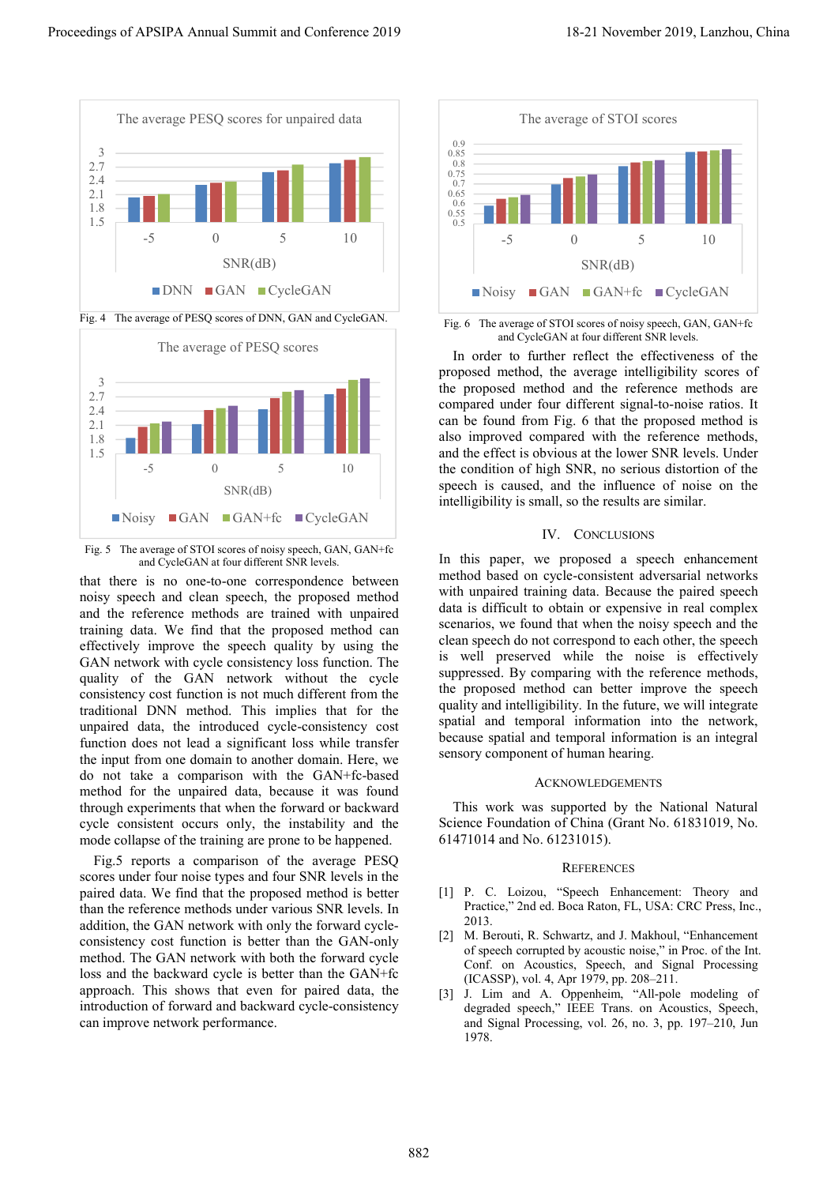The average PESQ scores for unpaired data

Fig. 4 The average of PESQ scores of DNN, GAN and CycleGAN.

The average of PESQ scores

Fig. 5 The average of STOI scores of noisy speech, GAN, GAN+fc and CycleGAN at four different SNR levels.

that there is no one-to-one correspondence between noisy speech and clean speech, the proposed method and the reference methods are trained with unpaired training data. We find that the proposed method can effectively improve the speech quality by using the GAN network with cycle consistency loss function. The quality of the GAN network without the cycle consistency cost function is not much different from the traditional DNN method. This implies that for the unpaired data, the introduced cycle-consistency cost function does not lead a significant loss while transfer the input from one domain to another domain. Here, we do not take a comparison with the GAN+fc-based method for the unpaired data, because it was found through experiments that when the forward or backward cycle consistent occurs only, the instability and the mode collapse of the training are prone to be happened.

Fig.5 reports a comparison of the average PESQ scores under four noise types and four SNR levels in the paired data. We find that the proposed method is better than the reference methods under various SNR levels. In addition, the GAN network with only the forward cycle-consistency cost function is better than the GAN-only method. The GAN network with both the forward cycle loss and the backward cycle is better than the GAN+fc approach. This shows that even for paired data, the introduction of forward and backward cycle-consistency can improve network performance.

The average of STOI scores

Fig. 6 The average of STOI scores of noisy speech, GAN, GAN+fc and CycleGAN at four different SNR levels.

In order to further reflect the effectiveness of the proposed method, the average intelligibility scores of the proposed method and the reference methods are compared under four different signal-to-noise ratios. It can be found from Fig. 6 that the proposed method is also improved compared with the reference methods, and the effect is obvious at the lower SNR levels. Under the condition of high SNR, no serious distortion of the speech is caused, and the influence of noise on the intelligibility is small, so the results are similar.

## IV. Conclusions

In this paper, we proposed a speech enhancement method based on cycle-consistent adversarial networks with unpaired training data. Because the paired speech data is difficult to obtain or expensive in real complex scenarios, we found that when the noisy speech and the clean speech do not correspond to each other, the speech is well preserved while the noise is effectively suppressed. By comparing with the reference methods, the proposed method can better improve the speech quality and intelligibility. In the future, we will integrate spatial and temporal information into the network, because spatial and temporal information is an integral sensory component of human hearing.

## Acknowledgements

This work was supported by the National Natural Science Foundation of China (Grant No. 61831019, No. 61471014 and No. 61231015).

## References

[1] P. C. Loizou, "Speech Enhancement: Theory and Practice," 2nd ed. Boca Raton, FL, USA: CRC Press, Inc., 2013.

[2] M. Berouti, R. Schwartz, and J. Makhoul, "Enhancement of speech corrupted by acoustic noise," in Proc. of the Int. Conf. on Acoustics, Speech, and Signal Processing (ICASSP), vol. 4, Apr 1979, pp. 208–211.

[3] J. Lim and A. Oppenheim, "All-pole modeling of degraded speech," IEEE Trans. on Acoustics, Speech, and Signal Processing, vol. 26, no. 3, pp. 197–210, Jun 1978.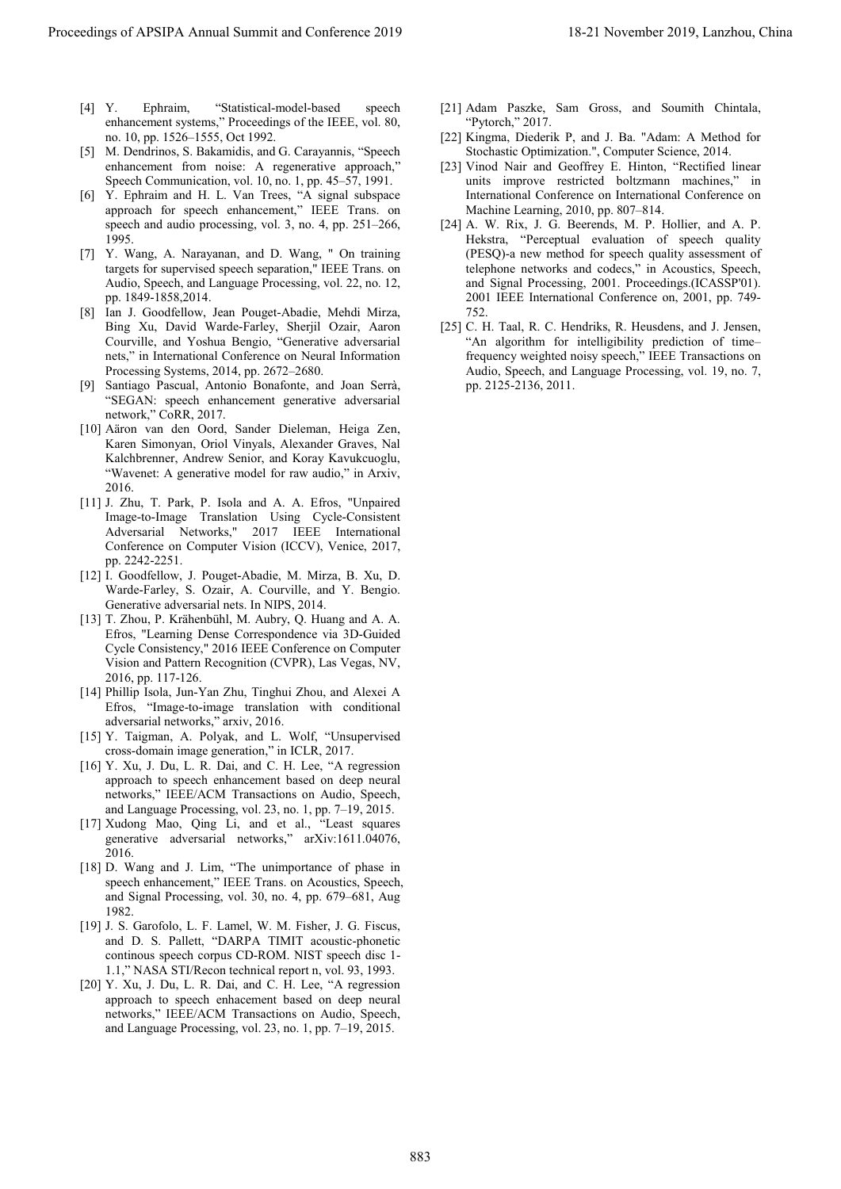[4] Y. Ephraim, "Statistical-model-based speech enhancement systems," Proceedings of the IEEE, vol. 80, no. 10, pp. 1526–1555, Oct 1992.

[5] M. Dendrinos, S. Bakamidis, and G. Carayannis, "Speech enhancement from noise: A regenerative approach," Speech Communication, vol. 10, no. 1, pp. 45–57, 1991.

[6] Y. Ephraim and H. L. Van Trees, "A signal subspace approach for speech enhancement," IEEE Trans. on speech and audio processing, vol. 3, no. 4, pp. 251–266, 1995.

[7] Y. Wang, A. Narayanan, and D. Wang, " On training targets for supervised speech separation," IEEE Trans. on Audio, Speech, and Language Processing, vol. 22, no. 12, pp. 1849-1858,2014.

[8] Ian J. Goodfellow, Jean Pouget-Abadie, Mehdi Mirza, Bing Xu, David Warde-Farley, Sherjil Ozair, Aaron Courville, and Yoshua Bengio, "Generative adversarial nets," in International Conference on Neural Information Processing Systems, 2014, pp. 2672–2680.

[9] Santiago Pascual, Antonio Bonafonte, and Joan Serrà, "SEGAN: speech enhancement generative adversarial network," CoRR, 2017.

[10] Aäron van den Oord, Sander Dieleman, Heiga Zen, Karen Simonyan, Oriol Vinyals, Alexander Graves, Nal Kalchbrenner, Andrew Senior, and Koray Kavukcuoglu, "Wavenet: A generative model for raw audio," in Arxiv, 2016.

[11] J. Zhu, T. Park, P. Isola and A. A. Efros, "Unpaired Image-to-Image Translation Using Cycle-Consistent Adversarial Networks," 2017 IEEE International Conference on Computer Vision (ICCV), Venice, 2017, pp. 2242-2251.

[12] I. Goodfellow, J. Pouget-Abadie, M. Mirza, B. Xu, D. Warde-Farley, S. Ozair, A. Courville, and Y. Bengio. Generative adversarial nets. In NIPS, 2014.

[13] T. Zhou, P. Krähenbühl, M. Aubry, Q. Huang and A. A. Efros, "Learning Dense Correspondence via 3D-Guided Cycle Consistency," 2016 IEEE Conference on Computer Vision and Pattern Recognition (CVPR), Las Vegas, NV, 2016, pp. 117-126.

[14] Phillip Isola, Jun-Yan Zhu, Tinghui Zhou, and Alexei A Efros, "Image-to-image translation with conditional adversarial networks," arxiv, 2016.

[15] Y. Taigman, A. Polyak, and L. Wolf, "Unsupervised cross-domain image generation," in ICLR, 2017.

[16] Y. Xu, J. Du, L. R. Dai, and C. H. Lee, "A regression approach to speech enhancement based on deep neural networks," IEEE/ACM Transactions on Audio, Speech, and Language Processing, vol. 23, no. 1, pp. 7–19, 2015.

[17] Xudong Mao, Qing Li, and et al., "Least squares generative adversarial networks," arXiv:1611.04076, 2016.

[18] D. Wang and J. Lim, "The unimportance of phase in speech enhancement," IEEE Trans. on Acoustics, Speech, and Signal Processing, vol. 30, no. 4, pp. 679–681, Aug 1982.

[19] J. S. Garofolo, L. F. Lamel, W. M. Fisher, J. G. Fiscus, and D. S. Pallett, "DARPA TIMIT acoustic-phonetic continous speech corpus CD-ROM. NIST speech disc 1-1.1," NASA STI/Recon technical report n, vol. 93, 1993.

[20] Y. Xu, J. Du, L. R. Dai, and C. H. Lee, "A regression approach to speech enhacement based on deep neural networks," IEEE/ACM Transactions on Audio, Speech, and Language Processing, vol. 23, no. 1, pp. 7–19, 2015.

[21] Adam Paszke, Sam Gross, and Soumith Chintala, "Pytorch," 2017.

[22] Kingma, Diederik P, and J. Ba. "Adam: A Method for Stochastic Optimization.", Computer Science, 2014.

[23] Vinod Nair and Geoffrey E. Hinton, "Rectified linear units improve restricted boltzmann machines," in International Conference on International Conference on Machine Learning, 2010, pp. 807–814.

[24] A. W. Rix, J. G. Beerends, M. P. Hollier, and A. P. Hekstra, "Perceptual evaluation of speech quality (PESQ)-a new method for speech quality assessment of telephone networks and codecs," in Acoustics, Speech, and Signal Processing, 2001. Proceedings.(ICASSP'01). 2001 IEEE International Conference on, 2001, pp. 749-752.

[25] C. H. Taal, R. C. Hendriks, R. Heusdens, and J. Jensen, "An algorithm for intelligibility prediction of time–frequency weighted noisy speech," IEEE Transactions on Audio, Speech, and Language Processing, vol. 19, no. 7, pp. 2125-2136, 2011.